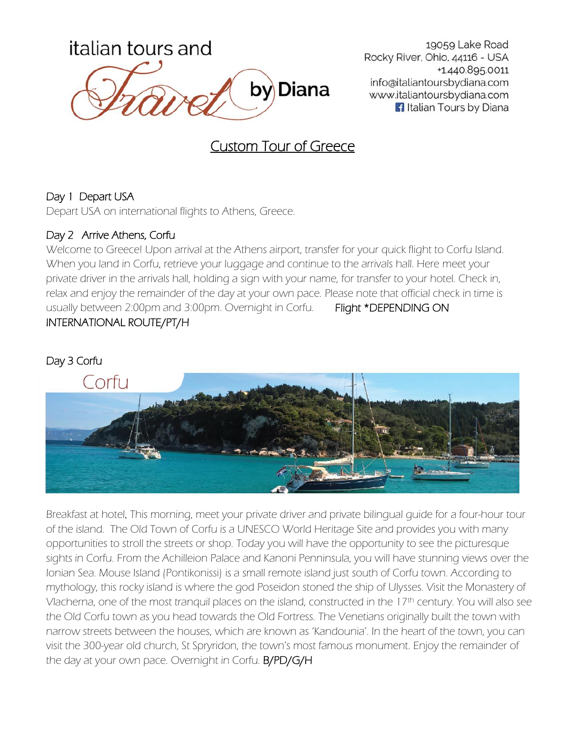italian tours and Travel by Diana

19059 Lake Road
Rocky River, Ohio, 44116 - USA
+1.440.895.0011
info@italiantoursbydiana.com
www.italiantoursbydiana.com
Italian Tours by Diana

# Custom Tour of Greece

## Day 1 Depart USA

Depart USA on international flights to Athens, Greece.

## Day 2 Arrive Athens, Corfu

Welcome to Greece! Upon arrival at the Athens airport, transfer for your quick flight to Corfu Island. When you land in Corfu, retrieve your luggage and continue to the arrivals hall. Here meet your private driver in the arrivals hall, holding a sign with your name, for transfer to your hotel. Check in, relax and enjoy the remainder of the day at your own pace. Please note that official check in time is usually between 2:00pm and 3:00pm. Overnight in Corfu. Flight *DEPENDING ON INTERNATIONAL ROUTE/PT/H

## Day 3 Corfu

Corfu

Breakfast at hotel. This morning, meet your private driver and private bilingual guide for a four-hour tour of the island. The Old Town of Corfu is a UNESCO World Heritage Site and provides you with many opportunities to stroll the streets or shop. Today you will have the opportunity to see the picturesque sights in Corfu. From the Achilleion Palace and Kanoni Penninsula, you will have stunning views over the Ionian Sea. Mouse Island (Pontikonissi) is a small remote island just south of Corfu town. According to mythology, this rocky island is where the god Poseidon stoned the ship of Ulysses. Visit the Monastery of Vlacherna, one of the most tranquil places on the island, constructed in the 17th century. You will also see the Old Corfu town as you head towards the Old Fortress. The Venetians originally built the town with narrow streets between the houses, which are known as 'Kandounia'. In the heart of the town, you can visit the 300-year old church, St Spryridon, the town's most famous monument. Enjoy the remainder of the day at your own pace. Overnight in Corfu. B/PD/G/H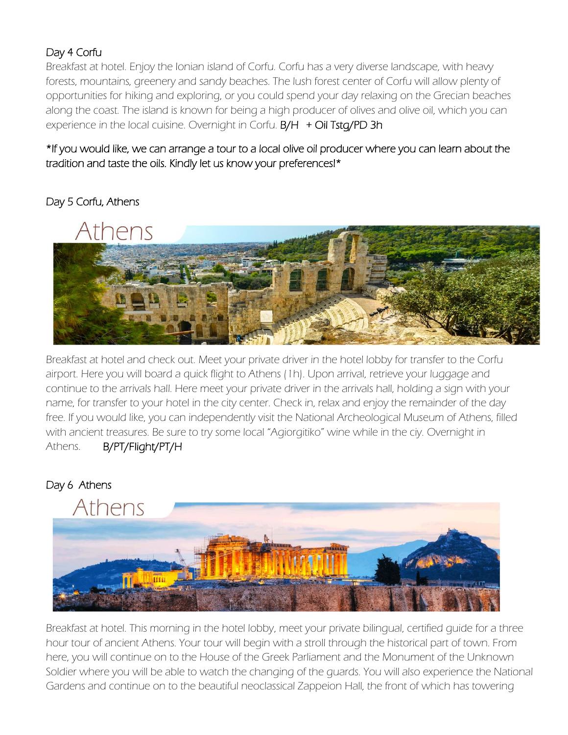Day 4 Corfu

Breakfast at hotel. Enjoy the Ionian island of Corfu. Corfu has a very diverse landscape, with heavy forests, mountains, greenery and sandy beaches. The lush forest center of Corfu will allow plenty of opportunities for hiking and exploring, or you could spend your day relaxing on the Grecian beaches along the coast. The island is known for being a high producer of olives and olive oil, which you can experience in the local cuisine. Overnight in Corfu. B/H + Oil Tstg/PD 3h

*If you would like, we can arrange a tour to a local olive oil producer where you can learn about the tradition and taste the oils. Kindly let us know your preferences!*

Day 5 Corfu, Athens

Athens

Breakfast at hotel and check out. Meet your private driver in the hotel lobby for transfer to the Corfu airport. Here you will board a quick flight to Athens (1h). Upon arrival, retrieve your luggage and continue to the arrivals hall. Here meet your private driver in the arrivals hall, holding a sign with your name, for transfer to your hotel in the city center. Check in, relax and enjoy the remainder of the day free. If you would like, you can independently visit the National Archeological Museum of Athens, filled with ancient treasures. Be sure to try some local "Agiorgitiko" wine while in the ciy. Overnight in Athens. B/PT/Flight/PT/H

Day 6 Athens

Athens

Breakfast at hotel. This morning in the hotel lobby, meet your private bilingual, certified guide for a three hour tour of ancient Athens. Your tour will begin with a stroll through the historical part of town. From here, you will continue on to the House of the Greek Parliament and the Monument of the Unknown Soldier where you will be able to watch the changing of the guards. You will also experience the National Gardens and continue on to the beautiful neoclassical Zappeion Hall, the front of which has towering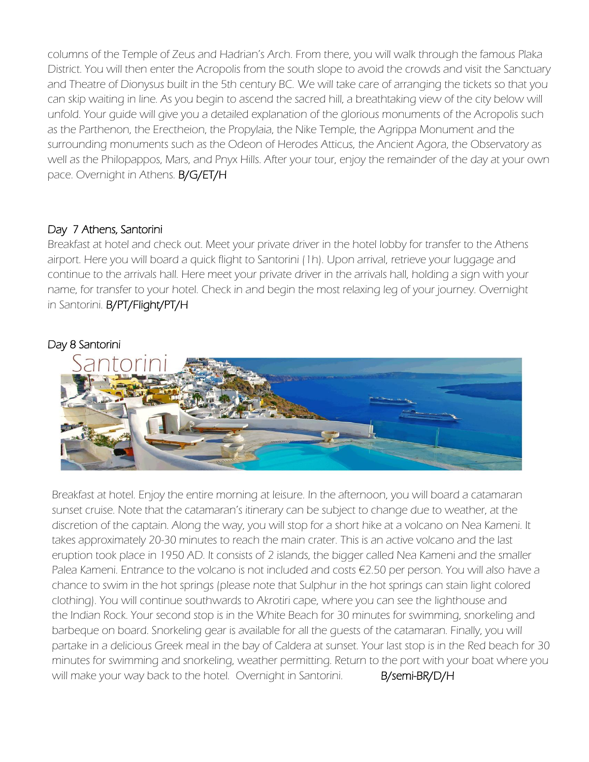columns of the Temple of Zeus and Hadrian's Arch. From there, you will walk through the famous Plaka District. You will then enter the Acropolis from the south slope to avoid the crowds and visit the Sanctuary and Theatre of Dionysus built in the 5th century BC. We will take care of arranging the tickets so that you can skip waiting in line. As you begin to ascend the sacred hill, a breathtaking view of the city below will unfold. Your guide will give you a detailed explanation of the glorious monuments of the Acropolis such as the Parthenon, the Erectheion, the Propylaia, the Nike Temple, the Agrippa Monument and the surrounding monuments such as the Odeon of Herodes Atticus, the Ancient Agora, the Observatory as well as the Philopappos, Mars, and Pnyx Hills. After your tour, enjoy the remainder of the day at your own pace. Overnight in Athens. B/G/ET/H

### Day 7 Athens, Santorini

Breakfast at hotel and check out. Meet your private driver in the hotel lobby for transfer to the Athens airport. Here you will board a quick flight to Santorini (1h). Upon arrival, retrieve your luggage and continue to the arrivals hall. Here meet your private driver in the arrivals hall, holding a sign with your name, for transfer to your hotel. Check in and begin the most relaxing leg of your journey. Overnight in Santorini. B/PT/Flight/PT/H

### Day 8 Santorini

Breakfast at hotel. Enjoy the entire morning at leisure. In the afternoon, you will board a catamaran sunset cruise. Note that the catamaran's itinerary can be subject to change due to weather, at the discretion of the captain. Along the way, you will stop for a short hike at a volcano on Nea Kameni. It takes approximately 20-30 minutes to reach the main crater. This is an active volcano and the last eruption took place in 1950 AD. It consists of 2 islands, the bigger called Nea Kameni and the smaller Palea Kameni. Entrance to the volcano is not included and costs €2.50 per person. You will also have a chance to swim in the hot springs (please note that Sulphur in the hot springs can stain light colored clothing). You will continue southwards to Akrotiri cape, where you can see the lighthouse and the Indian Rock. Your second stop is in the White Beach for 30 minutes for swimming, snorkeling and barbeque on board. Snorkeling gear is available for all the guests of the catamaran. Finally, you will partake in a delicious Greek meal in the bay of Caldera at sunset. Your last stop is in the Red beach for 30 minutes for swimming and snorkeling, weather permitting. Return to the port with your boat where you will make your way back to the hotel. Overnight in Santorini. B/semi-BR/D/H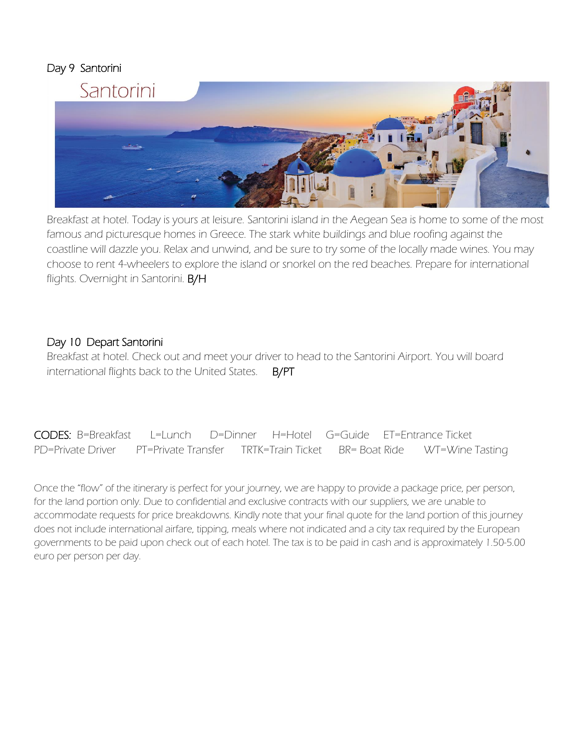## Day 9 Santorini

Santorini

Breakfast at hotel. Today is yours at leisure. Santorini island in the Aegean Sea is home to some of the most famous and picturesque homes in Greece. The stark white buildings and blue roofing against the coastline will dazzle you. Relax and unwind, and be sure to try some of the locally made wines. You may choose to rent 4-wheelers to explore the island or snorkel on the red beaches. Prepare for international flights. Overnight in Santorini. B/H

## Day 10 Depart Santorini

Breakfast at hotel. Check out and meet your driver to head to the Santorini Airport. You will board international flights back to the United States. B/PT

CODES: B=Breakfast L=Lunch D=Dinner H=Hotel G=Guide ET=Entrance Ticket PD=Private Driver PT=Private Transfer TRTK=Train Ticket BR= Boat Ride WT=Wine Tasting

Once the "flow" of the itinerary is perfect for your journey, we are happy to provide a package price, per person, for the land portion only. Due to confidential and exclusive contracts with our suppliers, we are unable to accommodate requests for price breakdowns. Kindly note that your final quote for the land portion of this journey does not include international airfare, tipping, meals where not indicated and a city tax required by the European governments to be paid upon check out of each hotel. The tax is to be paid in cash and is approximately 1.50-5.00 euro per person per day.